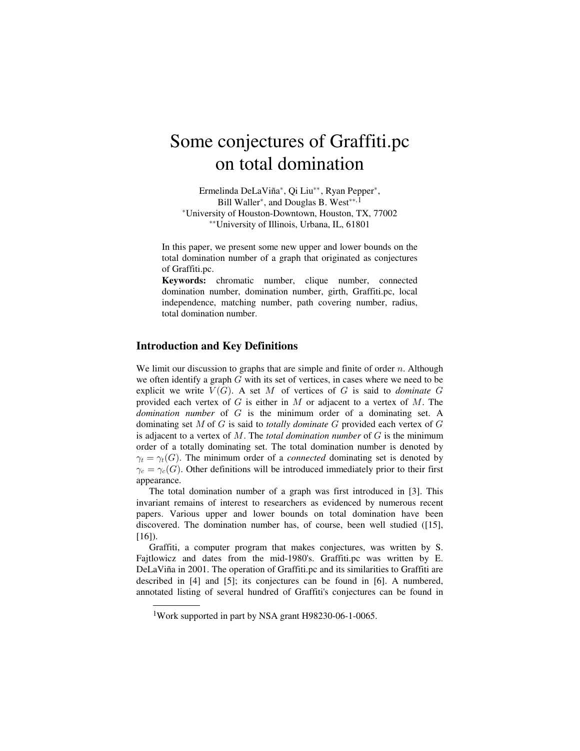# Some conjectures of Graffiti.pc on total domination

Ermelinda DeLaViña*, Qi Liu**, Ryan Pepper*, Bill Waller*, and Douglas B. West**,[1]

*University of Houston-Downtown, Houston, TX, 77002

**University of Illinois, Urbana, IL, 61801

In this paper, we present some new upper and lower bounds on the total domination number of a graph that originated as conjectures of Graffiti.pc.

**Keywords:** chromatic number, clique number, connected domination number, domination number, girth, Graffiti.pc, local independence, matching number, path covering number, radius, total domination number.

## Introduction and Key Definitions

We limit our discussion to graphs that are simple and finite of order $n$. Although we often identify a graph $G$ with its set of vertices, in cases where we need to be explicit we write $V(G)$. A set $M$ of vertices of $G$ is said to *dominate* $G$ provided each vertex of $G$ is either in $M$ or adjacent to a vertex of $M$. The *domination number* of $G$ is the minimum order of a dominating set. A dominating set $M$ of $G$ is said to *totally dominate* $G$ provided each vertex of $G$ is adjacent to a vertex of $M$. The *total domination number* of $G$ is the minimum order of a totally dominating set. The total domination number is denoted by $\gamma_t = \gamma_t(G)$. The minimum order of a *connected* dominating set is denoted by $\gamma_c = \gamma_c(G)$. Other definitions will be introduced immediately prior to their first appearance.

The total domination number of a graph was first introduced in [3]. This invariant remains of interest to researchers as evidenced by numerous recent papers. Various upper and lower bounds on total domination have been discovered. The domination number has, of course, been well studied ([15], [16]).

Graffiti, a computer program that makes conjectures, was written by S. Fajtlowicz and dates from the mid-1980's. Graffiti.pc was written by E. DeLaViña in 2001. The operation of Graffiti.pc and its similarities to Graffiti are described in [4] and [5]; its conjectures can be found in [6]. A numbered, annotated listing of several hundred of Graffiti's conjectures can be found in

[1]Work supported in part by NSA grant H98230-06-1-0065.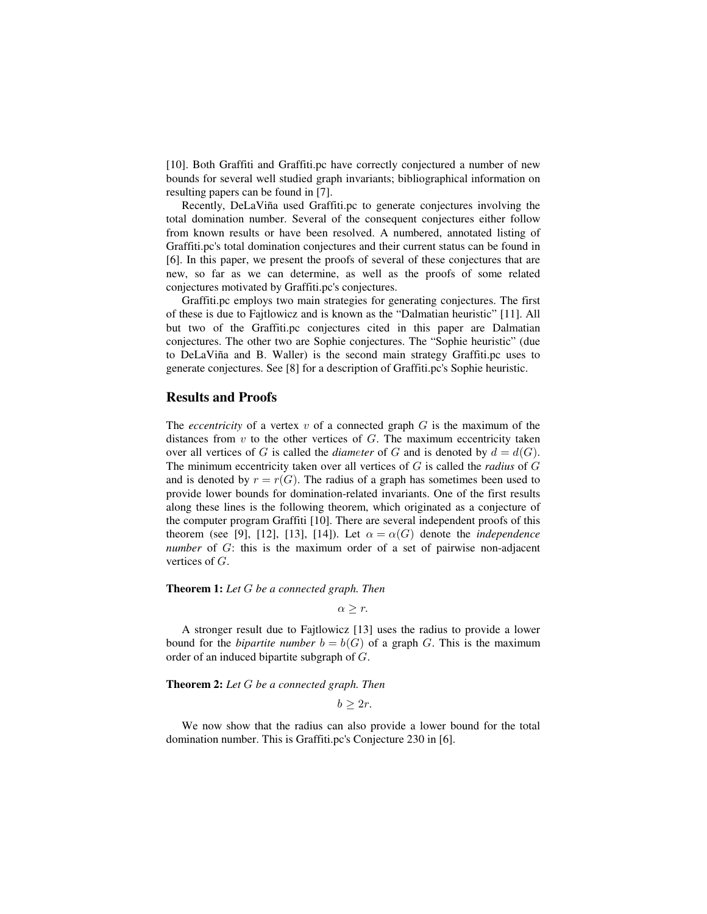[10]. Both Graffiti and Graffiti.pc have correctly conjectured a number of new bounds for several well studied graph invariants; bibliographical information on resulting papers can be found in [7].

Recently, DeLaViña used Graffiti.pc to generate conjectures involving the total domination number. Several of the consequent conjectures either follow from known results or have been resolved. A numbered, annotated listing of Graffiti.pc's total domination conjectures and their current status can be found in [6]. In this paper, we present the proofs of several of these conjectures that are new, so far as we can determine, as well as the proofs of some related conjectures motivated by Graffiti.pc's conjectures.

Graffiti.pc employs two main strategies for generating conjectures. The first of these is due to Fajtlowicz and is known as the "Dalmatian heuristic" [11]. All but two of the Graffiti.pc conjectures cited in this paper are Dalmatian conjectures. The other two are Sophie conjectures. The "Sophie heuristic" (due to DeLaViña and B. Waller) is the second main strategy Graffiti.pc uses to generate conjectures. See [8] for a description of Graffiti.pc's Sophie heuristic.

## Results and Proofs

The *eccentricity* of a vertex $v$ of a connected graph $G$ is the maximum of the distances from $v$ to the other vertices of $G$. The maximum eccentricity taken over all vertices of $G$ is called the *diameter* of $G$ and is denoted by $d = d(G)$. The minimum eccentricity taken over all vertices of $G$ is called the *radius* of $G$ and is denoted by $r = r(G)$. The radius of a graph has sometimes been used to provide lower bounds for domination-related invariants. One of the first results along these lines is the following theorem, which originated as a conjecture of the computer program Graffiti [10]. There are several independent proofs of this theorem (see [9], [12], [13], [14]). Let $\alpha = \alpha(G)$ denote the *independence number* of $G$: this is the maximum order of a set of pairwise non-adjacent vertices of $G$.

**Theorem 1:** *Let $G$ be a connected graph. Then*

$$\alpha \geq r.$$

A stronger result due to Fajtlowicz [13] uses the radius to provide a lower bound for the *bipartite number* $b = b(G)$ of a graph $G$. This is the maximum order of an induced bipartite subgraph of $G$.

**Theorem 2:** *Let $G$ be a connected graph. Then*

$$b \geq 2r.$$

We now show that the radius can also provide a lower bound for the total domination number. This is Graffiti.pc's Conjecture 230 in [6].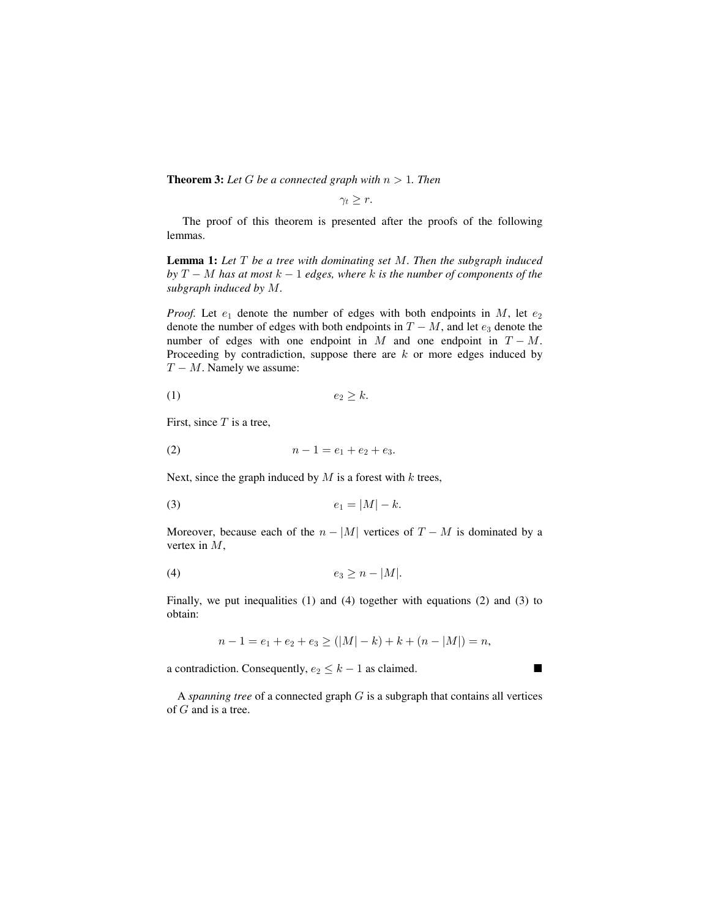**Theorem 3:** *Let $G$ be a connected graph with $n > 1$. Then*

$$\gamma_t \geq r.$$

The proof of this theorem is presented after the proofs of the following lemmas.

**Lemma 1:** *Let $T$ be a tree with dominating set $M$. Then the subgraph induced by $T - M$ has at most $k - 1$ edges, where $k$ is the number of components of the subgraph induced by $M$.*

*Proof.* Let $e_1$ denote the number of edges with both endpoints in $M$, let $e_2$ denote the number of edges with both endpoints in $T - M$, and let $e_3$ denote the number of edges with one endpoint in $M$ and one endpoint in $T - M$. Proceeding by contradiction, suppose there are $k$ or more edges induced by $T - M$. Namely we assume:

$$e_2 \geq k. \tag{1}$$

First, since $T$ is a tree,

$$n - 1 = e_1 + e_2 + e_3. \tag{2}$$

Next, since the graph induced by $M$ is a forest with $k$ trees,

$$e_1 = |M| - k. \tag{3}$$

Moreover, because each of the $n - |M|$ vertices of $T - M$ is dominated by a vertex in $M$,

$$e_3 \geq n - |M|. \tag{4}$$

Finally, we put inequalities (1) and (4) together with equations (2) and (3) to obtain:

$$n - 1 = e_1 + e_2 + e_3 \geq (|M| - k) + k + (n - |M|) = n,$$

a contradiction. Consequently, $e_2 \leq k - 1$ as claimed. ∎

A *spanning tree* of a connected graph $G$ is a subgraph that contains all vertices of $G$ and is a tree.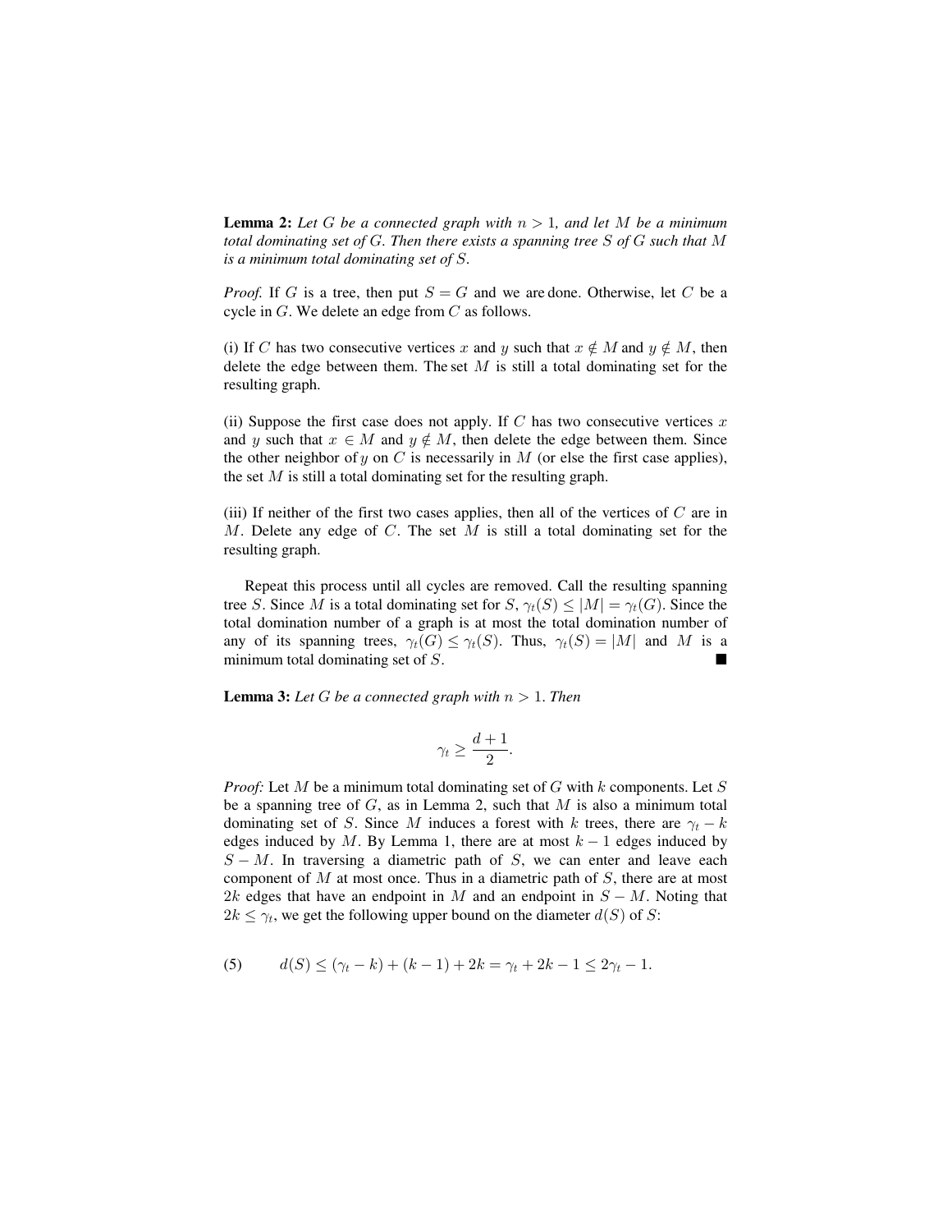**Lemma 2:** *Let $G$ be a connected graph with $n > 1$, and let $M$ be a minimum total dominating set of $G$. Then there exists a spanning tree $S$ of $G$ such that $M$ is a minimum total dominating set of $S$.*

*Proof.* If $G$ is a tree, then put $S = G$ and we are done. Otherwise, let $C$ be a cycle in $G$. We delete an edge from $C$ as follows.

(i) If $C$ has two consecutive vertices $x$ and $y$ such that $x \notin M$ and $y \notin M$, then delete the edge between them. The set $M$ is still a total dominating set for the resulting graph.

(ii) Suppose the first case does not apply. If $C$ has two consecutive vertices $x$ and $y$ such that $x \in M$ and $y \notin M$, then delete the edge between them. Since the other neighbor of $y$ on $C$ is necessarily in $M$ (or else the first case applies), the set $M$ is still a total dominating set for the resulting graph.

(iii) If neither of the first two cases applies, then all of the vertices of $C$ are in $M$. Delete any edge of $C$. The set $M$ is still a total dominating set for the resulting graph.

Repeat this process until all cycles are removed. Call the resulting spanning tree $S$. Since $M$ is a total dominating set for $S$, $\gamma_t(S) \leq |M| = \gamma_t(G)$. Since the total domination number of a graph is at most the total domination number of any of its spanning trees, $\gamma_t(G) \leq \gamma_t(S)$. Thus, $\gamma_t(S) = |M|$ and $M$ is a minimum total dominating set of $S$. ■

**Lemma 3:** *Let $G$ be a connected graph with $n > 1$. Then*

$$\gamma_t \geq \frac{d+1}{2}.$$

*Proof:* Let $M$ be a minimum total dominating set of $G$ with $k$ components. Let $S$ be a spanning tree of $G$, as in Lemma 2, such that $M$ is also a minimum total dominating set of $S$. Since $M$ induces a forest with $k$ trees, there are $\gamma_t - k$ edges induced by $M$. By Lemma 1, there are at most $k - 1$ edges induced by $S - M$. In traversing a diametric path of $S$, we can enter and leave each component of $M$ at most once. Thus in a diametric path of $S$, there are at most $2k$ edges that have an endpoint in $M$ and an endpoint in $S - M$. Noting that $2k \leq \gamma_t$, we get the following upper bound on the diameter $d(S)$ of $S$:

$$d(S) \leq (\gamma_t - k) + (k - 1) + 2k = \gamma_t + 2k - 1 \leq 2\gamma_t - 1. \tag{5}$$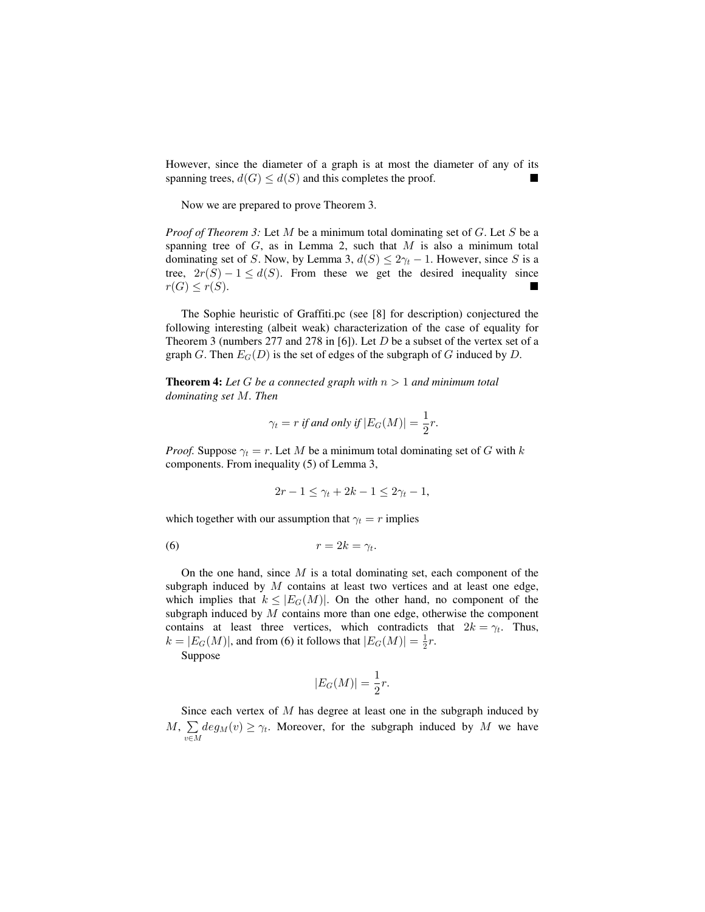However, since the diameter of a graph is at most the diameter of any of its spanning trees, $d(G) \leq d(S)$ and this completes the proof. ■

Now we are prepared to prove Theorem 3.

*Proof of Theorem 3:* Let $M$ be a minimum total dominating set of $G$. Let $S$ be a spanning tree of $G$, as in Lemma 2, such that $M$ is also a minimum total dominating set of $S$. Now, by Lemma 3, $d(S) \leq 2\gamma_t - 1$. However, since $S$ is a tree, $2r(S) - 1 \leq d(S)$. From these we get the desired inequality since $r(G) \leq r(S)$. ■

The Sophie heuristic of Graffiti.pc (see [8] for description) conjectured the following interesting (albeit weak) characterization of the case of equality for Theorem 3 (numbers 277 and 278 in [6]). Let $D$ be a subset of the vertex set of a graph $G$. Then $E_G(D)$ is the set of edges of the subgraph of $G$ induced by $D$.

**Theorem 4:** *Let $G$ be a connected graph with $n > 1$ and minimum total dominating set $M$. Then*

$$\gamma_t = r \text{ if and only if } |E_G(M)| = \frac{1}{2}r.$$

*Proof.* Suppose $\gamma_t = r$. Let $M$ be a minimum total dominating set of $G$ with $k$ components. From inequality (5) of Lemma 3,

$$2r - 1 \leq \gamma_t + 2k - 1 \leq 2\gamma_t - 1,$$

which together with our assumption that $\gamma_t = r$ implies

$$r = 2k = \gamma_t. \tag{6}$$

On the one hand, since $M$ is a total dominating set, each component of the subgraph induced by $M$ contains at least two vertices and at least one edge, which implies that $k \leq |E_G(M)|$. On the other hand, no component of the subgraph induced by $M$ contains more than one edge, otherwise the component contains at least three vertices, which contradicts that $2k = \gamma_t$. Thus, $k = |E_G(M)|$, and from (6) it follows that $|E_G(M)| = \frac{1}{2}r$.

Suppose

$$|E_G(M)| = \frac{1}{2}r.$$

Since each vertex of $M$ has degree at least one in the subgraph induced by $M$, $\sum_{v \in M} deg_M(v) \geq \gamma_t$. Moreover, for the subgraph induced by $M$ we have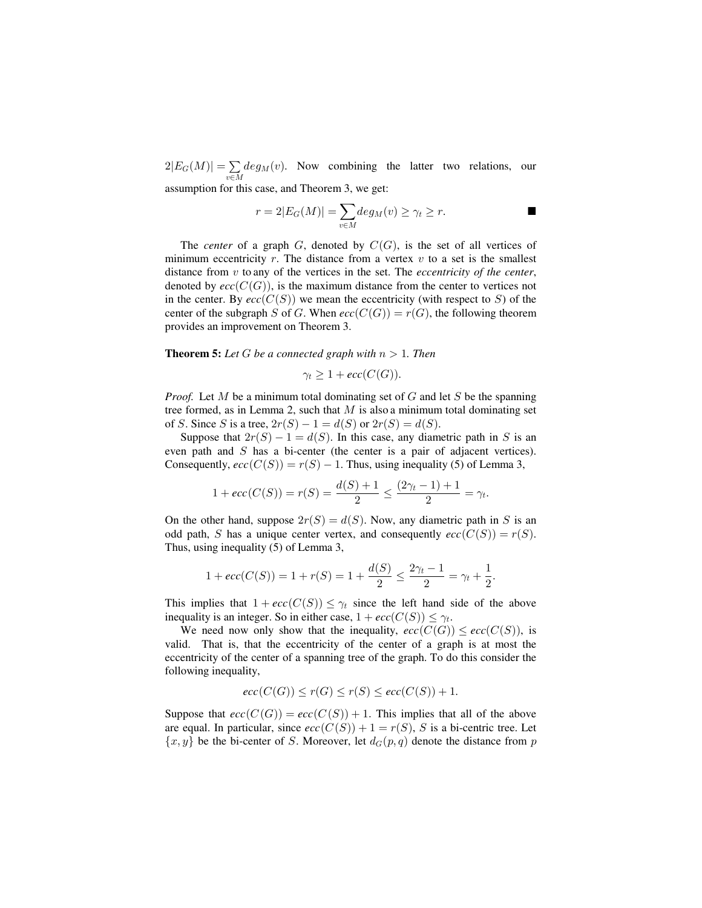$2|E_G(M)| = \sum_{v \in M} deg_M(v)$. Now combining the latter two relations, our assumption for this case, and Theorem 3, we get:

$$r = 2|E_G(M)| = \sum_{v \in M} deg_M(v) \geq \gamma_t \geq r. \qquad \blacksquare$$

The *center* of a graph $G$, denoted by $C(G)$, is the set of all vertices of minimum eccentricity $r$. The distance from a vertex $v$ to a set is the smallest distance from $v$ to any of the vertices in the set. The *eccentricity of the center*, denoted by $ecc(C(G))$, is the maximum distance from the center to vertices not in the center. By $ecc(C(S))$ we mean the eccentricity (with respect to $S$) of the center of the subgraph $S$ of $G$. When $ecc(C(G)) = r(G)$, the following theorem provides an improvement on Theorem 3.

**Theorem 5:** *Let $G$ be a connected graph with $n > 1$. Then*

$$\gamma_t \geq 1 + ecc(C(G)).$$

*Proof.* Let $M$ be a minimum total dominating set of $G$ and let $S$ be the spanning tree formed, as in Lemma 2, such that $M$ is also a minimum total dominating set of $S$. Since $S$ is a tree, $2r(S) - 1 = d(S)$ or $2r(S) = d(S)$.

Suppose that $2r(S) - 1 = d(S)$. In this case, any diametric path in $S$ is an even path and $S$ has a bi-center (the center is a pair of adjacent vertices). Consequently, $ecc(C(S)) = r(S) - 1$. Thus, using inequality (5) of Lemma 3,

$$1 + ecc(C(S)) = r(S) = \frac{d(S) + 1}{2} \leq \frac{(2\gamma_t - 1) + 1}{2} = \gamma_t.$$

On the other hand, suppose $2r(S) = d(S)$. Now, any diametric path in $S$ is an odd path, $S$ has a unique center vertex, and consequently $ecc(C(S)) = r(S)$. Thus, using inequality (5) of Lemma 3,

$$1 + ecc(C(S)) = 1 + r(S) = 1 + \frac{d(S)}{2} \leq \frac{2\gamma_t - 1}{2} = \gamma_t + \frac{1}{2}.$$

This implies that $1 + ecc(C(S)) \leq \gamma_t$ since the left hand side of the above inequality is an integer. So in either case, $1 + ecc(C(S)) \leq \gamma_t$.

We need now only show that the inequality, $ecc(C(G)) \leq ecc(C(S))$, is valid. That is, that the eccentricity of the center of a graph is at most the eccentricity of the center of a spanning tree of the graph. To do this consider the following inequality,

$$ecc(C(G)) \leq r(G) \leq r(S) \leq ecc(C(S)) + 1.$$

Suppose that $ecc(C(G)) = ecc(C(S)) + 1$. This implies that all of the above are equal. In particular, since $ecc(C(S)) + 1 = r(S)$, $S$ is a bi-centric tree. Let $\{x, y\}$ be the bi-center of $S$. Moreover, let $d_G(p, q)$ denote the distance from $p$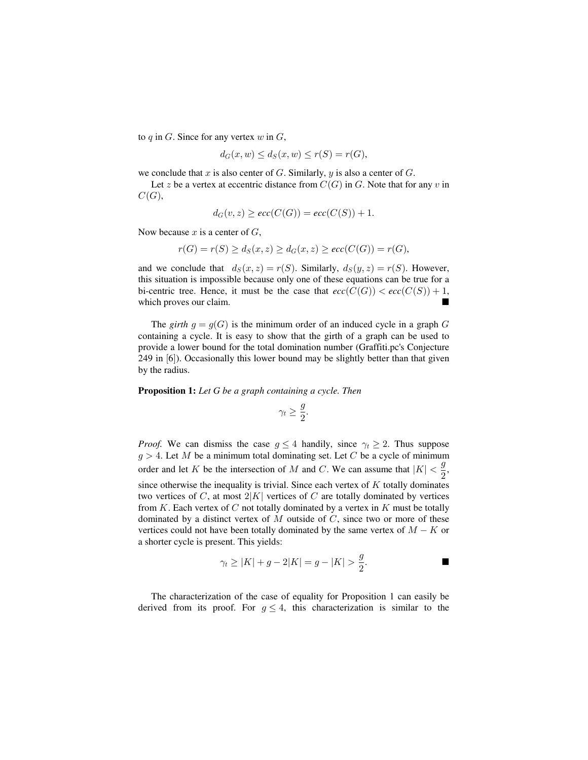to $q$ in $G$. Since for any vertex $w$ in $G$,

$$d_G(x, w) \leq d_S(x, w) \leq r(S) = r(G),$$

we conclude that $x$ is also center of $G$. Similarly, $y$ is also a center of $G$.

Let $z$ be a vertex at eccentric distance from $C(G)$ in $G$. Note that for any $v$ in $C(G)$,

$$d_G(v, z) \geq ecc(C(G)) = ecc(C(S)) + 1.$$

Now because $x$ is a center of $G$,

$$r(G) = r(S) \geq d_S(x, z) \geq d_G(x, z) \geq ecc(C(G)) = r(G),$$

and we conclude that $d_S(x, z) = r(S)$. Similarly, $d_S(y, z) = r(S)$. However, this situation is impossible because only one of these equations can be true for a bi-centric tree. Hence, it must be the case that $ecc(C(G)) < ecc(C(S)) + 1$, which proves our claim. ■

The *girth* $g = g(G)$ is the minimum order of an induced cycle in a graph $G$ containing a cycle. It is easy to show that the girth of a graph can be used to provide a lower bound for the total domination number (Graffiti.pc's Conjecture 249 in [6]). Occasionally this lower bound may be slightly better than that given by the radius.

**Proposition 1:** *Let G be a graph containing a cycle. Then*

$$\gamma_t \geq \frac{g}{2}.$$

*Proof.* We can dismiss the case $g \leq 4$ handily, since $\gamma_t \geq 2$. Thus suppose $g > 4$. Let $M$ be a minimum total dominating set. Let $C$ be a cycle of minimum order and let $K$ be the intersection of $M$ and $C$. We can assume that $|K| < \dfrac{g}{2}$, since otherwise the inequality is trivial. Since each vertex of $K$ totally dominates two vertices of $C$, at most $2|K|$ vertices of $C$ are totally dominated by vertices from $K$. Each vertex of $C$ not totally dominated by a vertex in $K$ must be totally dominated by a distinct vertex of $M$ outside of $C$, since two or more of these vertices could not have been totally dominated by the same vertex of $M - K$ or a shorter cycle is present. This yields:

$$\gamma_t \geq |K| + g - 2|K| = g - |K| > \frac{g}{2}. \qquad ■$$

The characterization of the case of equality for Proposition 1 can easily be derived from its proof. For $g \leq 4$, this characterization is similar to the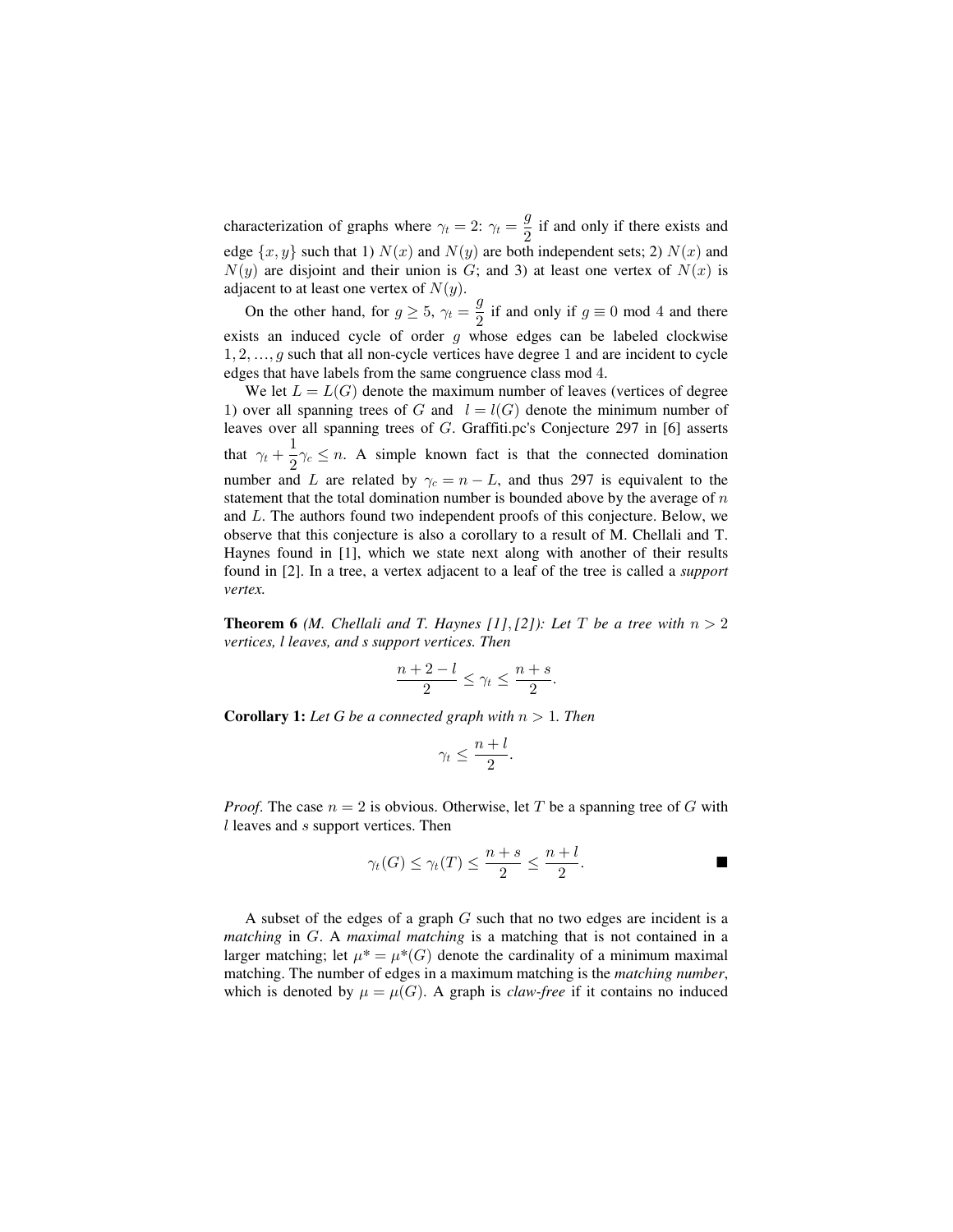characterization of graphs where $\gamma_t = 2$: $\gamma_t = \dfrac{g}{2}$ if and only if there exists and edge $\{x, y\}$ such that 1) $N(x)$ and $N(y)$ are both independent sets; 2) $N(x)$ and $N(y)$ are disjoint and their union is $G$; and 3) at least one vertex of $N(x)$ is adjacent to at least one vertex of $N(y)$.

On the other hand, for $g \geq 5$, $\gamma_t = \dfrac{g}{2}$ if and only if $g \equiv 0 \bmod 4$ and there exists an induced cycle of order $g$ whose edges can be labeled clockwise $1, 2, \ldots, g$ such that all non-cycle vertices have degree $1$ and are incident to cycle edges that have labels from the same congruence class mod $4$.

We let $L = L(G)$ denote the maximum number of leaves (vertices of degree 1) over all spanning trees of $G$ and $l = l(G)$ denote the minimum number of leaves over all spanning trees of $G$. Graffiti.pc's Conjecture 297 in [6] asserts that $\gamma_t + \dfrac{1}{2}\gamma_c \leq n$. A simple known fact is that the connected domination number and $L$ are related by $\gamma_c = n - L$, and thus 297 is equivalent to the statement that the total domination number is bounded above by the average of $n$ and $L$. The authors found two independent proofs of this conjecture. Below, we observe that this conjecture is also a corollary to a result of M. Chellali and T. Haynes found in [1], which we state next along with another of their results found in [2]. In a tree, a vertex adjacent to a leaf of the tree is called a *support vertex.*

**Theorem 6** *(M. Chellali and T. Haynes [1], [2]): Let $T$ be a tree with $n > 2$ vertices, $l$ leaves, and $s$ support vertices. Then*

$$\frac{n + 2 - l}{2} \leq \gamma_t \leq \frac{n + s}{2}.$$

**Corollary 1:** *Let G be a connected graph with $n > 1$. Then*

$$\gamma_t \leq \frac{n + l}{2}.$$

*Proof*. The case $n = 2$ is obvious. Otherwise, let $T$ be a spanning tree of $G$ with $l$ leaves and $s$ support vertices. Then

$$\gamma_t(G) \leq \gamma_t(T) \leq \frac{n + s}{2} \leq \frac{n + l}{2}. \qquad \blacksquare$$

A subset of the edges of a graph $G$ such that no two edges are incident is a *matching* in $G$. A *maximal matching* is a matching that is not contained in a larger matching; let $\mu^* = \mu^*(G)$ denote the cardinality of a minimum maximal matching. The number of edges in a maximum matching is the *matching number*, which is denoted by $\mu = \mu(G)$. A graph is *claw-free* if it contains no induced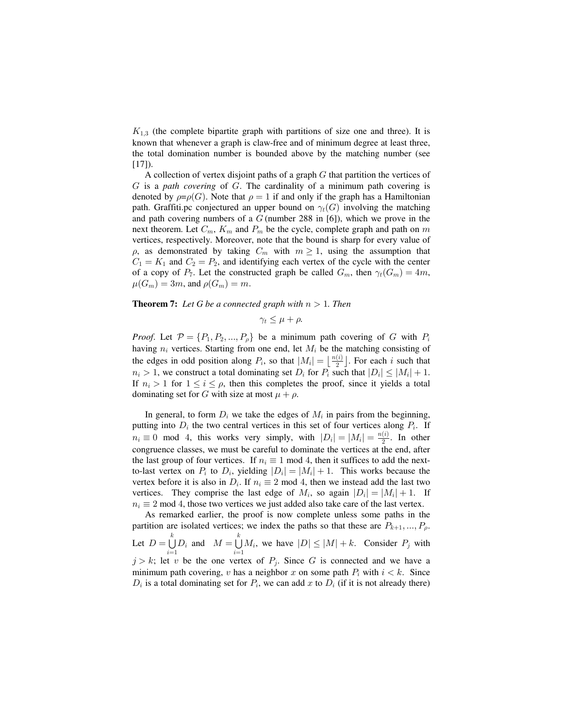$K_{1,3}$ (the complete bipartite graph with partitions of size one and three). It is known that whenever a graph is claw-free and of minimum degree at least three, the total domination number is bounded above by the matching number (see [17]).

A collection of vertex disjoint paths of a graph $G$ that partition the vertices of $G$ is a *path covering* of $G$. The cardinality of a minimum path covering is denoted by $\rho$=$\rho(G)$. Note that $\rho = 1$ if and only if the graph has a Hamiltonian path. Graffiti.pc conjectured an upper bound on $\gamma_t(G)$ involving the matching and path covering numbers of a $G$ (number 288 in [6]), which we prove in the next theorem. Let $C_m$, $K_m$ and $P_m$ be the cycle, complete graph and path on $m$ vertices, respectively. Moreover, note that the bound is sharp for every value of $\rho$, as demonstrated by taking $C_m$ with $m \geq 1$, using the assumption that $C_1 = K_1$ and $C_2 = P_2$, and identifying each vertex of the cycle with the center of a copy of $P_7$. Let the constructed graph be called $G_m$, then $\gamma_t(G_m) = 4m$, $\mu(G_m) = 3m$, and $\rho(G_m) = m$.

**Theorem 7:** *Let G be a connected graph with $n > 1$. Then*

$$\gamma_t \leq \mu + \rho.$$

*Proof.* Let $\mathcal{P} = \{P_1, P_2, ..., P_\rho\}$ be a minimum path covering of $G$ with $P_i$ having $n_i$ vertices. Starting from one end, let $M_i$ be the matching consisting of the edges in odd position along $P_i$, so that $|M_i| = \lfloor \frac{n(i)}{2} \rfloor$. For each $i$ such that $n_i > 1$, we construct a total dominating set $D_i$ for $P_i$ such that $|D_i| \leq |M_i| + 1$. If $n_i > 1$ for $1 \leq i \leq \rho$, then this completes the proof, since it yields a total dominating set for $G$ with size at most $\mu + \rho$.

In general, to form $D_i$ we take the edges of $M_i$ in pairs from the beginning, putting into $D_i$ the two central vertices in this set of four vertices along $P_i$. If $n_i \equiv 0 \mod 4$, this works very simply, with $|D_i| = |M_i| = \frac{n(i)}{2}$. In other congruence classes, we must be careful to dominate the vertices at the end, after the last group of four vertices. If $n_i \equiv 1 \mod 4$, then it suffices to add the next-to-last vertex on $P_i$ to $D_i$, yielding $|D_i| = |M_i| + 1$. This works because the vertex before it is also in $D_i$. If $n_i \equiv 2 \mod 4$, then we instead add the last two vertices. They comprise the last edge of $M_i$, so again $|D_i| = |M_i| + 1$. If $n_i \equiv 2 \mod 4$, those two vertices we just added also take care of the last vertex.

As remarked earlier, the proof is now complete unless some paths in the partition are isolated vertices; we index the paths so that these are $P_{k+1}, ..., P_\rho$. Let $D = \bigcup_{i=1}^{k} D_i$ and $M = \bigcup_{i=1}^{k} M_i$, we have $|D| \leq |M| + k$. Consider $P_j$ with $j > k$; let $v$ be the one vertex of $P_j$. Since $G$ is connected and we have a minimum path covering, $v$ has a neighbor $x$ on some path $P_i$ with $i < k$. Since $D_i$ is a total dominating set for $P_i$, we can add $x$ to $D_i$ (if it is not already there)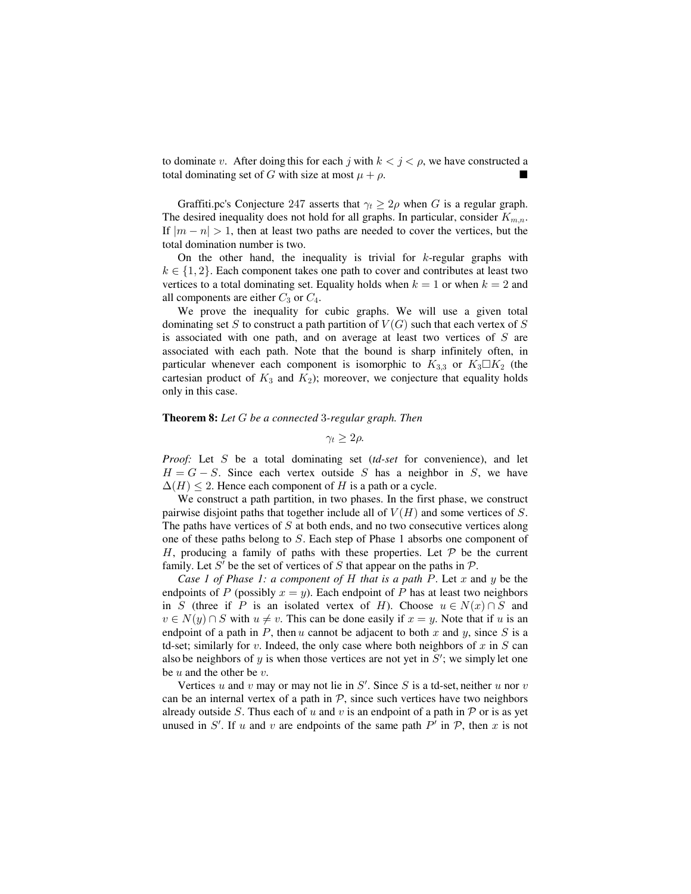to dominate $v$. After doing this for each $j$ with $k < j < \rho$, we have constructed a total dominating set of $G$ with size at most $\mu + \rho$. ■

Graffiti.pc's Conjecture 247 asserts that $\gamma_t \geq 2\rho$ when $G$ is a regular graph. The desired inequality does not hold for all graphs. In particular, consider $K_{m,n}$. If $|m - n| > 1$, then at least two paths are needed to cover the vertices, but the total domination number is two.

On the other hand, the inequality is trivial for $k$-regular graphs with $k \in \{1, 2\}$. Each component takes one path to cover and contributes at least two vertices to a total dominating set. Equality holds when $k = 1$ or when $k = 2$ and all components are either $C_3$ or $C_4$.

We prove the inequality for cubic graphs. We will use a given total dominating set $S$ to construct a path partition of $V(G)$ such that each vertex of $S$ is associated with one path, and on average at least two vertices of $S$ are associated with each path. Note that the bound is sharp infinitely often, in particular whenever each component is isomorphic to $K_{3,3}$ or $K_3 \square K_2$ (the cartesian product of $K_3$ and $K_2$); moreover, we conjecture that equality holds only in this case.

**Theorem 8:** *Let $G$ be a connected 3-regular graph. Then*

$$\gamma_t \geq 2\rho.$$

*Proof:* Let $S$ be a total dominating set (*td-set* for convenience), and let $H = G - S$. Since each vertex outside $S$ has a neighbor in $S$, we have $\Delta(H) \leq 2$. Hence each component of $H$ is a path or a cycle.

We construct a path partition, in two phases. In the first phase, we construct pairwise disjoint paths that together include all of $V(H)$ and some vertices of $S$. The paths have vertices of $S$ at both ends, and no two consecutive vertices along one of these paths belong to $S$. Each step of Phase 1 absorbs one component of $H$, producing a family of paths with these properties. Let $\mathcal{P}$ be the current family. Let $S'$ be the set of vertices of $S$ that appear on the paths in $\mathcal{P}$.

*Case 1 of Phase 1: a component of $H$ that is a path $P$.* Let $x$ and $y$ be the endpoints of $P$ (possibly $x = y$). Each endpoint of $P$ has at least two neighbors in $S$ (three if $P$ is an isolated vertex of $H$). Choose $u \in N(x) \cap S$ and $v \in N(y) \cap S$ with $u \neq v$. This can be done easily if $x = y$. Note that if $u$ is an endpoint of a path in $P$, then $u$ cannot be adjacent to both $x$ and $y$, since $S$ is a td-set; similarly for $v$. Indeed, the only case where both neighbors of $x$ in $S$ can also be neighbors of $y$ is when those vertices are not yet in $S'$; we simply let one be $u$ and the other be $v$.

Vertices $u$ and $v$ may or may not lie in $S'$. Since $S$ is a td-set, neither $u$ nor $v$ can be an internal vertex of a path in $\mathcal{P}$, since such vertices have two neighbors already outside $S$. Thus each of $u$ and $v$ is an endpoint of a path in $\mathcal{P}$ or is as yet unused in $S'$. If $u$ and $v$ are endpoints of the same path $P'$ in $\mathcal{P}$, then $x$ is not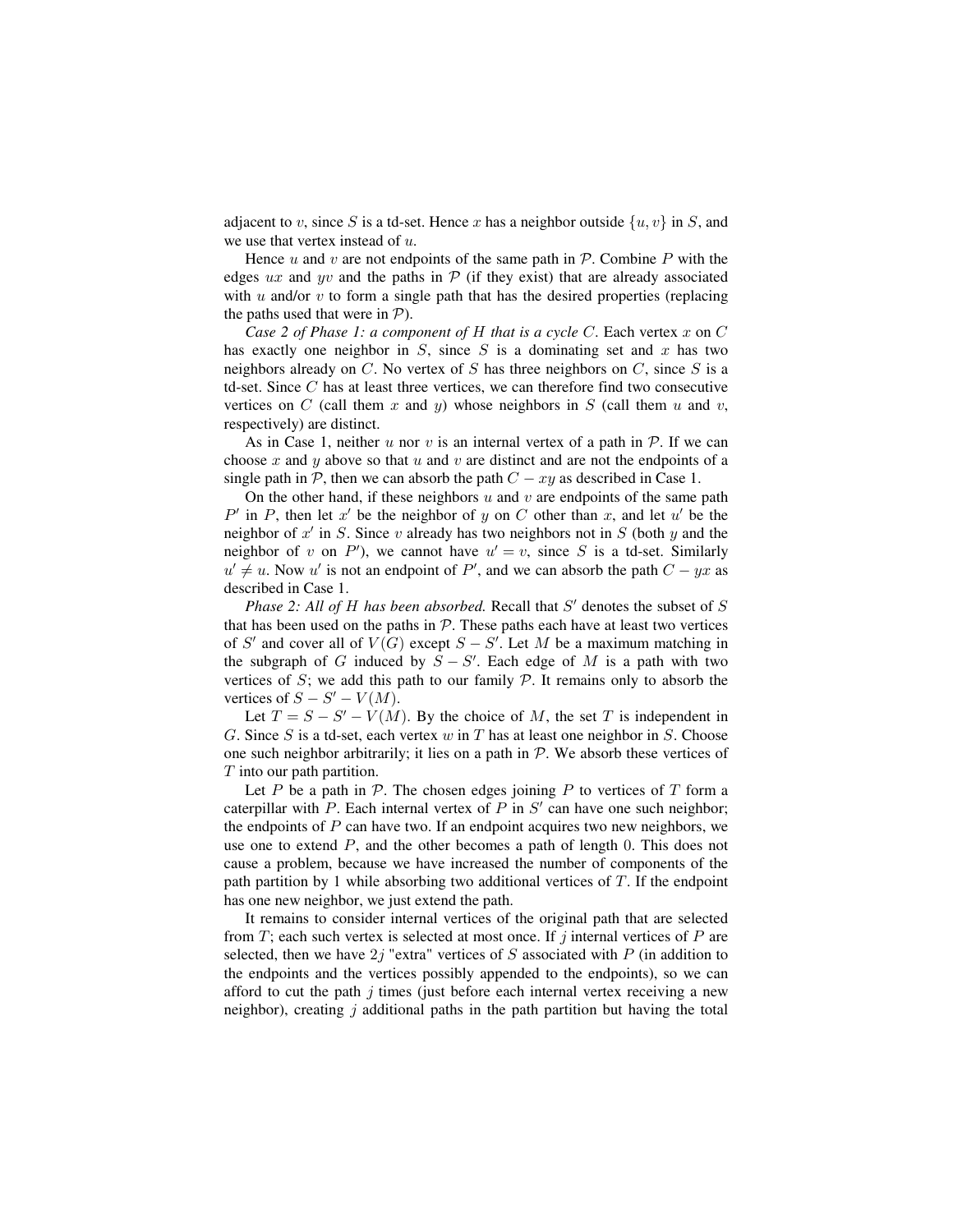adjacent to $v$, since $S$ is a td-set. Hence $x$ has a neighbor outside $\{u, v\}$ in $S$, and we use that vertex instead of $u$.

Hence $u$ and $v$ are not endpoints of the same path in $\mathcal{P}$. Combine $P$ with the edges $ux$ and $yv$ and the paths in $\mathcal{P}$ (if they exist) that are already associated with $u$ and/or $v$ to form a single path that has the desired properties (replacing the paths used that were in $\mathcal{P}$).

*Case 2 of Phase 1: a component of $H$ that is a cycle $C$.* Each vertex $x$ on $C$ has exactly one neighbor in $S$, since $S$ is a dominating set and $x$ has two neighbors already on $C$. No vertex of $S$ has three neighbors on $C$, since $S$ is a td-set. Since $C$ has at least three vertices, we can therefore find two consecutive vertices on $C$ (call them $x$ and $y$) whose neighbors in $S$ (call them $u$ and $v$, respectively) are distinct.

As in Case 1, neither $u$ nor $v$ is an internal vertex of a path in $\mathcal{P}$. If we can choose $x$ and $y$ above so that $u$ and $v$ are distinct and are not the endpoints of a single path in $\mathcal{P}$, then we can absorb the path $C - xy$ as described in Case 1.

On the other hand, if these neighbors $u$ and $v$ are endpoints of the same path $P'$ in $P$, then let $x'$ be the neighbor of $y$ on $C$ other than $x$, and let $u'$ be the neighbor of $x'$ in $S$. Since $v$ already has two neighbors not in $S$ (both $y$ and the neighbor of $v$ on $P'$), we cannot have $u' = v$, since $S$ is a td-set. Similarly $u' \neq u$. Now $u'$ is not an endpoint of $P'$, and we can absorb the path $C - yx$ as described in Case 1.

*Phase 2: All of $H$ has been absorbed.* Recall that $S'$ denotes the subset of $S$ that has been used on the paths in $\mathcal{P}$. These paths each have at least two vertices of $S'$ and cover all of $V(G)$ except $S - S'$. Let $M$ be a maximum matching in the subgraph of $G$ induced by $S - S'$. Each edge of $M$ is a path with two vertices of $S$; we add this path to our family $\mathcal{P}$. It remains only to absorb the vertices of $S - S' - V(M)$.

Let $T = S - S' - V(M)$. By the choice of $M$, the set $T$ is independent in $G$. Since $S$ is a td-set, each vertex $w$ in $T$ has at least one neighbor in $S$. Choose one such neighbor arbitrarily; it lies on a path in $\mathcal{P}$. We absorb these vertices of $T$ into our path partition.

Let $P$ be a path in $\mathcal{P}$. The chosen edges joining $P$ to vertices of $T$ form a caterpillar with $P$. Each internal vertex of $P$ in $S'$ can have one such neighbor; the endpoints of $P$ can have two. If an endpoint acquires two new neighbors, we use one to extend $P$, and the other becomes a path of length 0. This does not cause a problem, because we have increased the number of components of the path partition by 1 while absorbing two additional vertices of $T$. If the endpoint has one new neighbor, we just extend the path.

It remains to consider internal vertices of the original path that are selected from $T$; each such vertex is selected at most once. If $j$ internal vertices of $P$ are selected, then we have $2j$ "extra" vertices of $S$ associated with $P$ (in addition to the endpoints and the vertices possibly appended to the endpoints), so we can afford to cut the path $j$ times (just before each internal vertex receiving a new neighbor), creating $j$ additional paths in the path partition but having the total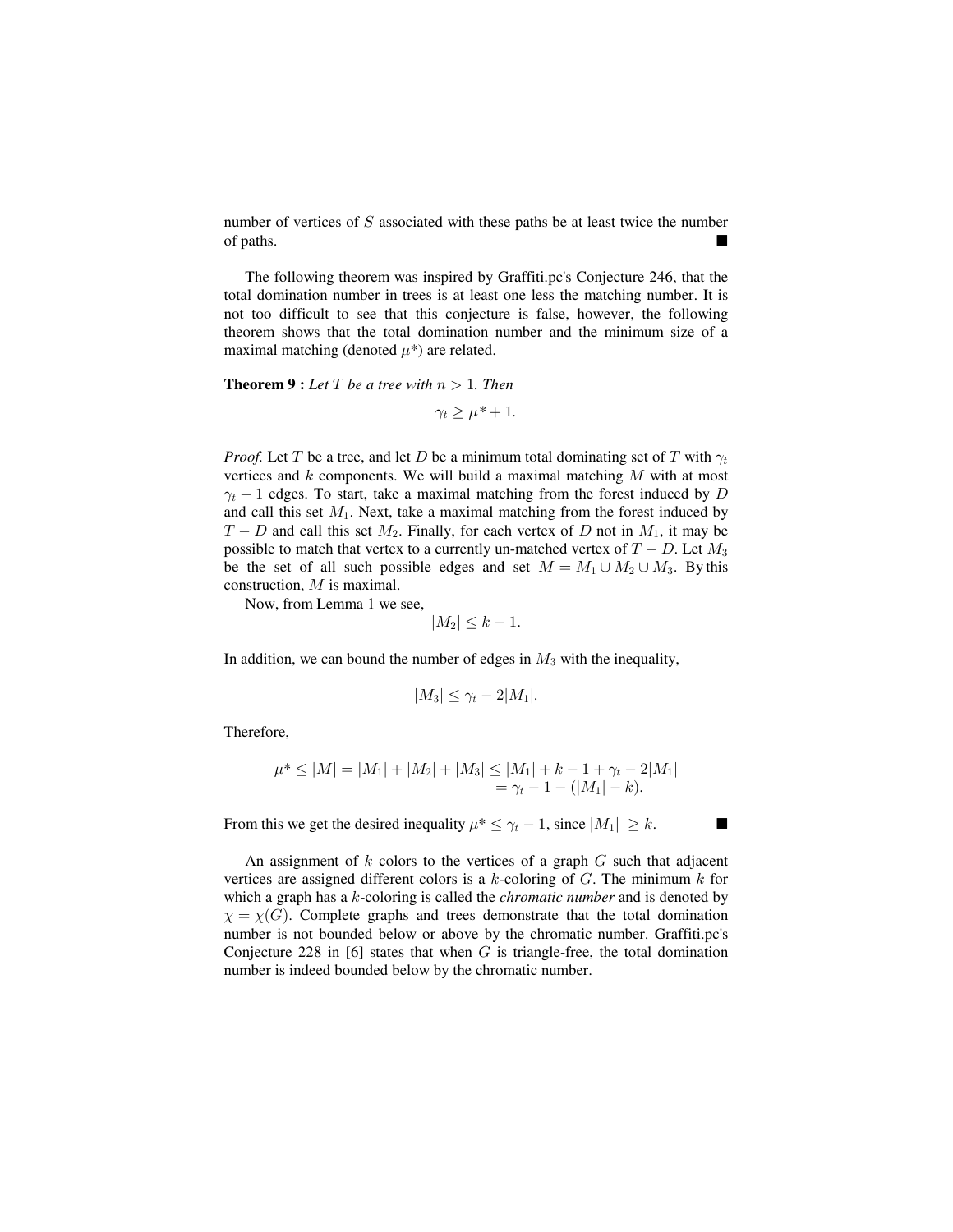number of vertices of $S$ associated with these paths be at least twice the number of paths. ■

The following theorem was inspired by Graffiti.pc's Conjecture 246, that the total domination number in trees is at least one less the matching number. It is not too difficult to see that this conjecture is false, however, the following theorem shows that the total domination number and the minimum size of a maximal matching (denoted $\mu^*$) are related.

**Theorem 9 :** *Let $T$ be a tree with $n > 1$. Then*

$$\gamma_t \geq \mu^* + 1.$$

*Proof.* Let $T$ be a tree, and let $D$ be a minimum total dominating set of $T$ with $\gamma_t$ vertices and $k$ components. We will build a maximal matching $M$ with at most $\gamma_t - 1$ edges. To start, take a maximal matching from the forest induced by $D$ and call this set $M_1$. Next, take a maximal matching from the forest induced by $T - D$ and call this set $M_2$. Finally, for each vertex of $D$ not in $M_1$, it may be possible to match that vertex to a currently un-matched vertex of $T - D$. Let $M_3$ be the set of all such possible edges and set $M = M_1 \cup M_2 \cup M_3$. By this construction, $M$ is maximal.

Now, from Lemma 1 we see,

$$|M_2| \leq k - 1.$$

In addition, we can bound the number of edges in $M_3$ with the inequality,

$$|M_3| \leq \gamma_t - 2|M_1|.$$

Therefore,

$$\begin{aligned} \mu^* \leq |M| = |M_1| + |M_2| + |M_3| &\leq |M_1| + k - 1 + \gamma_t - 2|M_1| \\ &= \gamma_t - 1 - (|M_1| - k). \end{aligned}$$

From this we get the desired inequality $\mu^* \leq \gamma_t - 1$, since $|M_1| \geq k$. ■

An assignment of $k$ colors to the vertices of a graph $G$ such that adjacent vertices are assigned different colors is a $k$-coloring of $G$. The minimum $k$ for which a graph has a $k$-coloring is called the *chromatic number* and is denoted by $\chi = \chi(G)$. Complete graphs and trees demonstrate that the total domination number is not bounded below or above by the chromatic number. Graffiti.pc's Conjecture 228 in [6] states that when $G$ is triangle-free, the total domination number is indeed bounded below by the chromatic number.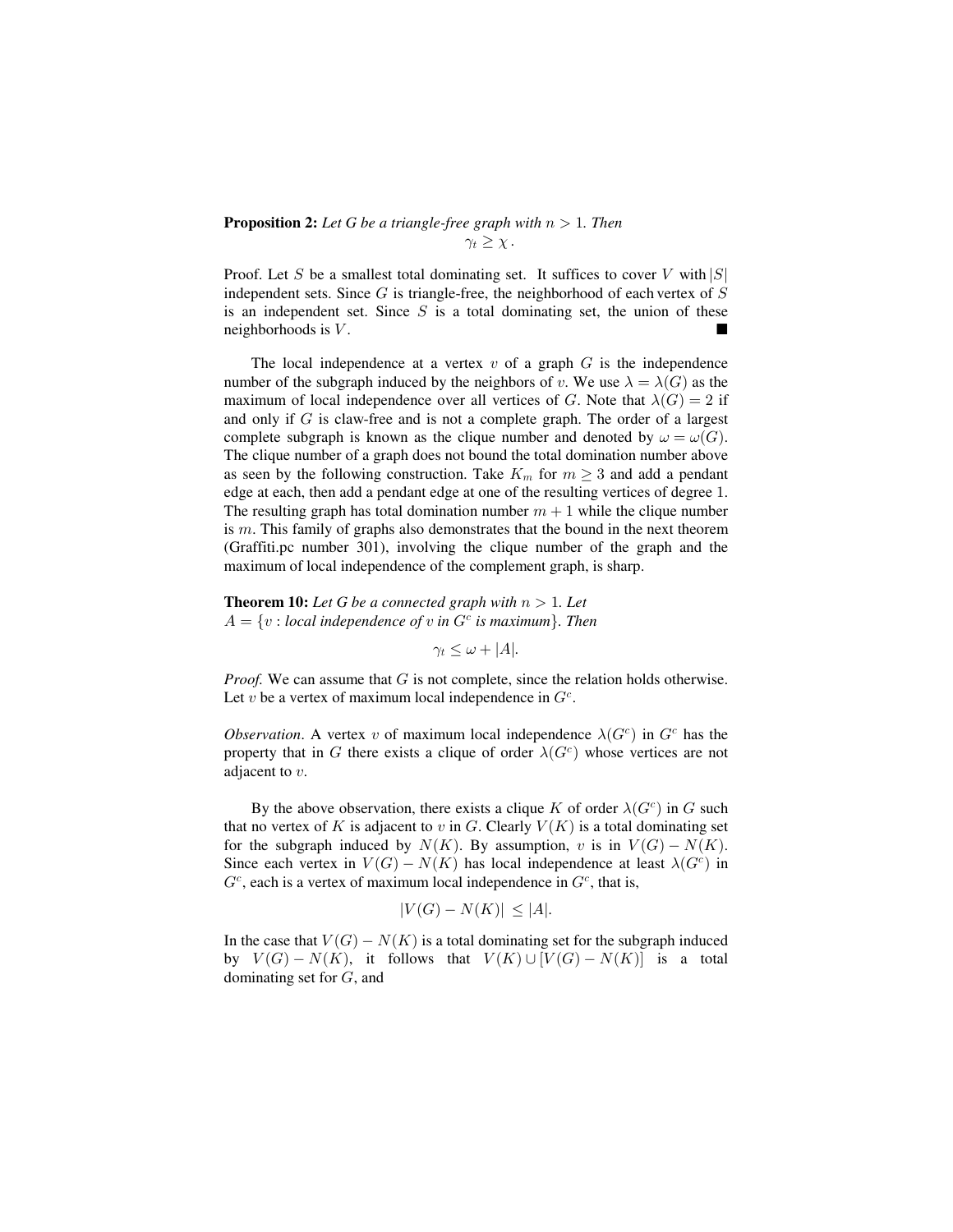**Proposition 2:** *Let G be a triangle-free graph with $n > 1$. Then*

$$\gamma_t \geq \chi\,.$$

Proof. Let $S$ be a smallest total dominating set. It suffices to cover $V$ with $|S|$ independent sets. Since $G$ is triangle-free, the neighborhood of each vertex of $S$ is an independent set. Since $S$ is a total dominating set, the union of these neighborhoods is $V$. ■

The local independence at a vertex $v$ of a graph $G$ is the independence number of the subgraph induced by the neighbors of $v$. We use $\lambda = \lambda(G)$ as the maximum of local independence over all vertices of $G$. Note that $\lambda(G) = 2$ if and only if $G$ is claw-free and is not a complete graph. The order of a largest complete subgraph is known as the clique number and denoted by $\omega = \omega(G)$. The clique number of a graph does not bound the total domination number above as seen by the following construction. Take $K_m$ for $m \geq 3$ and add a pendant edge at each, then add a pendant edge at one of the resulting vertices of degree 1. The resulting graph has total domination number $m + 1$ while the clique number is $m$. This family of graphs also demonstrates that the bound in the next theorem (Graffiti.pc number 301), involving the clique number of the graph and the maximum of local independence of the complement graph, is sharp.

**Theorem 10:** *Let G be a connected graph with $n > 1$. Let $A = \{v :$ local independence of $v$ in $G^c$ is maximum$\}$. Then*

$$\gamma_t \leq \omega + |A|.$$

*Proof.* We can assume that $G$ is not complete, since the relation holds otherwise. Let $v$ be a vertex of maximum local independence in $G^c$.

*Observation*. A vertex $v$ of maximum local independence $\lambda(G^c)$ in $G^c$ has the property that in $G$ there exists a clique of order $\lambda(G^c)$ whose vertices are not adjacent to $v$.

By the above observation, there exists a clique $K$ of order $\lambda(G^c)$ in $G$ such that no vertex of $K$ is adjacent to $v$ in $G$. Clearly $V(K)$ is a total dominating set for the subgraph induced by $N(K)$. By assumption, $v$ is in $V(G) - N(K)$. Since each vertex in $V(G) - N(K)$ has local independence at least $\lambda(G^c)$ in $G^c$, each is a vertex of maximum local independence in $G^c$, that is,

$$|V(G) - N(K)| \leq |A|.$$

In the case that $V(G) - N(K)$ is a total dominating set for the subgraph induced by $V(G) - N(K)$, it follows that $V(K) \cup [V(G) - N(K)]$ is a total dominating set for $G$, and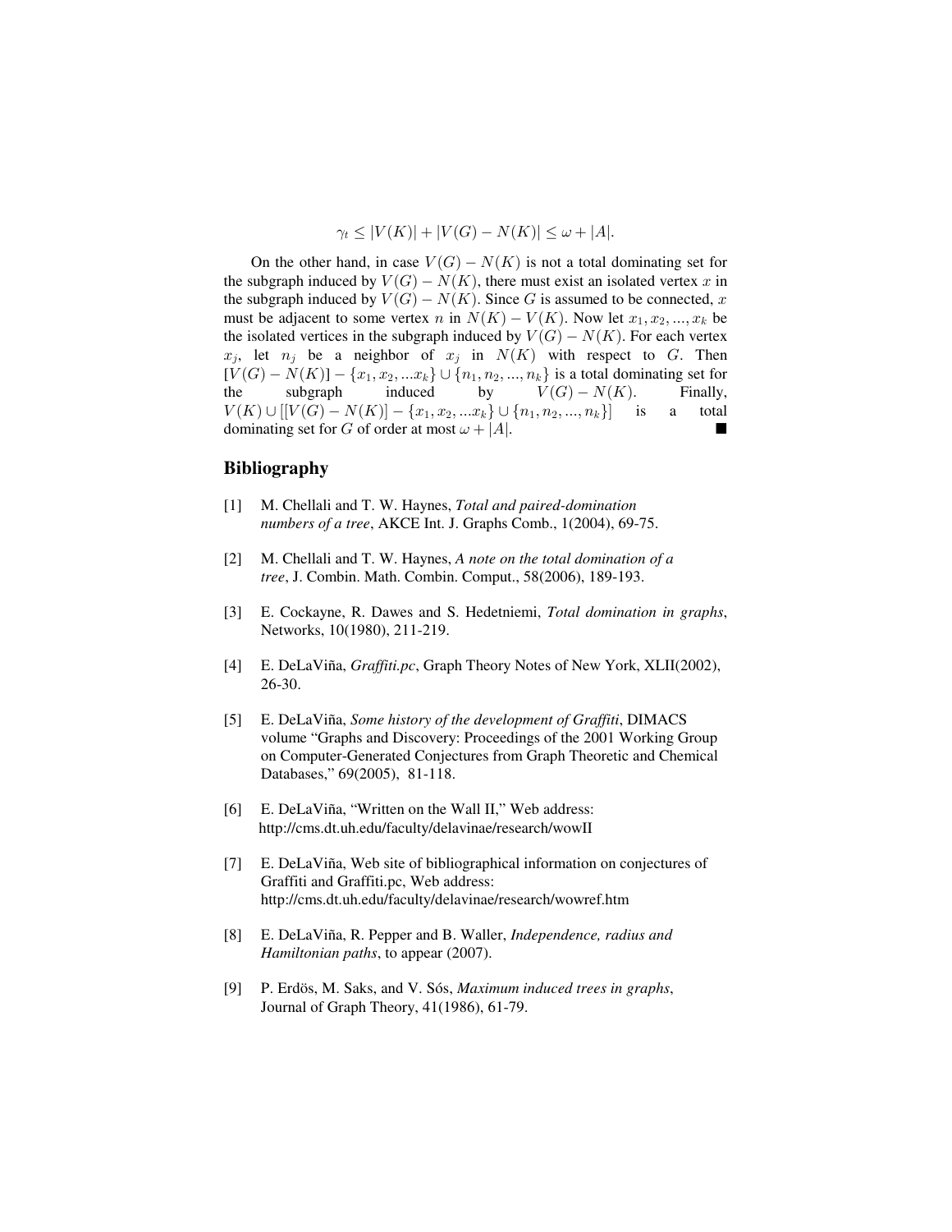$$\gamma_t \leq |V(K)| + |V(G) - N(K)| \leq \omega + |A|.$$

On the other hand, in case $V(G) - N(K)$ is not a total dominating set for the subgraph induced by $V(G) - N(K)$, there must exist an isolated vertex $x$ in the subgraph induced by $V(G) - N(K)$. Since $G$ is assumed to be connected, $x$ must be adjacent to some vertex $n$ in $N(K) - V(K)$. Now let $x_1, x_2, ..., x_k$ be the isolated vertices in the subgraph induced by $V(G) - N(K)$. For each vertex $x_j$, let $n_j$ be a neighbor of $x_j$ in $N(K)$ with respect to $G$. Then $[V(G) - N(K)] - \{x_1, x_2, ...x_k\} \cup \{n_1, n_2, ..., n_k\}$ is a total dominating set for the subgraph induced by $V(G) - N(K)$. Finally, $V(K) \cup [[V(G) - N(K)] - \{x_1, x_2, ...x_k\} \cup \{n_1, n_2, ..., n_k\}]$ is a total dominating set for $G$ of order at most $\omega + |A|$. ■

## Bibliography

[1] M. Chellali and T. W. Haynes, *Total and paired-domination numbers of a tree*, AKCE Int. J. Graphs Comb., 1(2004), 69-75.

[2] M. Chellali and T. W. Haynes, *A note on the total domination of a tree*, J. Combin. Math. Combin. Comput., 58(2006), 189-193.

[3] E. Cockayne, R. Dawes and S. Hedetniemi, *Total domination in graphs*, Networks, 10(1980), 211-219.

[4] E. DeLaViña, *Graffiti.pc*, Graph Theory Notes of New York, XLII(2002), 26-30.

[5] E. DeLaViña, *Some history of the development of Graffiti*, DIMACS volume "Graphs and Discovery: Proceedings of the 2001 Working Group on Computer-Generated Conjectures from Graph Theoretic and Chemical Databases," 69(2005), 81-118.

[6] E. DeLaViña, "Written on the Wall II," Web address: http://cms.dt.uh.edu/faculty/delavinae/research/wowII

[7] E. DeLaViña, Web site of bibliographical information on conjectures of Graffiti and Graffiti.pc, Web address: http://cms.dt.uh.edu/faculty/delavinae/research/wowref.htm

[8] E. DeLaViña, R. Pepper and B. Waller, *Independence, radius and Hamiltonian paths*, to appear (2007).

[9] P. Erdös, M. Saks, and V. Sós, *Maximum induced trees in graphs*, Journal of Graph Theory, 41(1986), 61-79.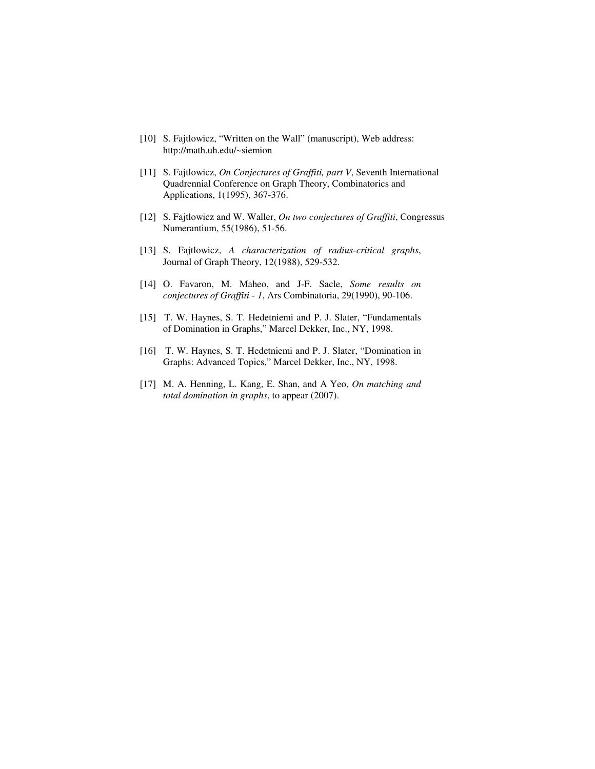[10] S. Fajtlowicz, "Written on the Wall" (manuscript), Web address: http://math.uh.edu/~siemion

[11] S. Fajtlowicz, *On Conjectures of Graffiti, part V*, Seventh International Quadrennial Conference on Graph Theory, Combinatorics and Applications, 1(1995), 367-376.

[12] S. Fajtlowicz and W. Waller, *On two conjectures of Graffiti*, Congressus Numerantium, 55(1986), 51-56.

[13] S. Fajtlowicz, *A characterization of radius-critical graphs*, Journal of Graph Theory, 12(1988), 529-532.

[14] O. Favaron, M. Maheo, and J-F. Sacle, *Some results on conjectures of Graffiti - 1*, Ars Combinatoria, 29(1990), 90-106.

[15] T. W. Haynes, S. T. Hedetniemi and P. J. Slater, "Fundamentals of Domination in Graphs," Marcel Dekker, Inc., NY, 1998.

[16] T. W. Haynes, S. T. Hedetniemi and P. J. Slater, "Domination in Graphs: Advanced Topics," Marcel Dekker, Inc., NY, 1998.

[17] M. A. Henning, L. Kang, E. Shan, and A Yeo, *On matching and total domination in graphs*, to appear (2007).